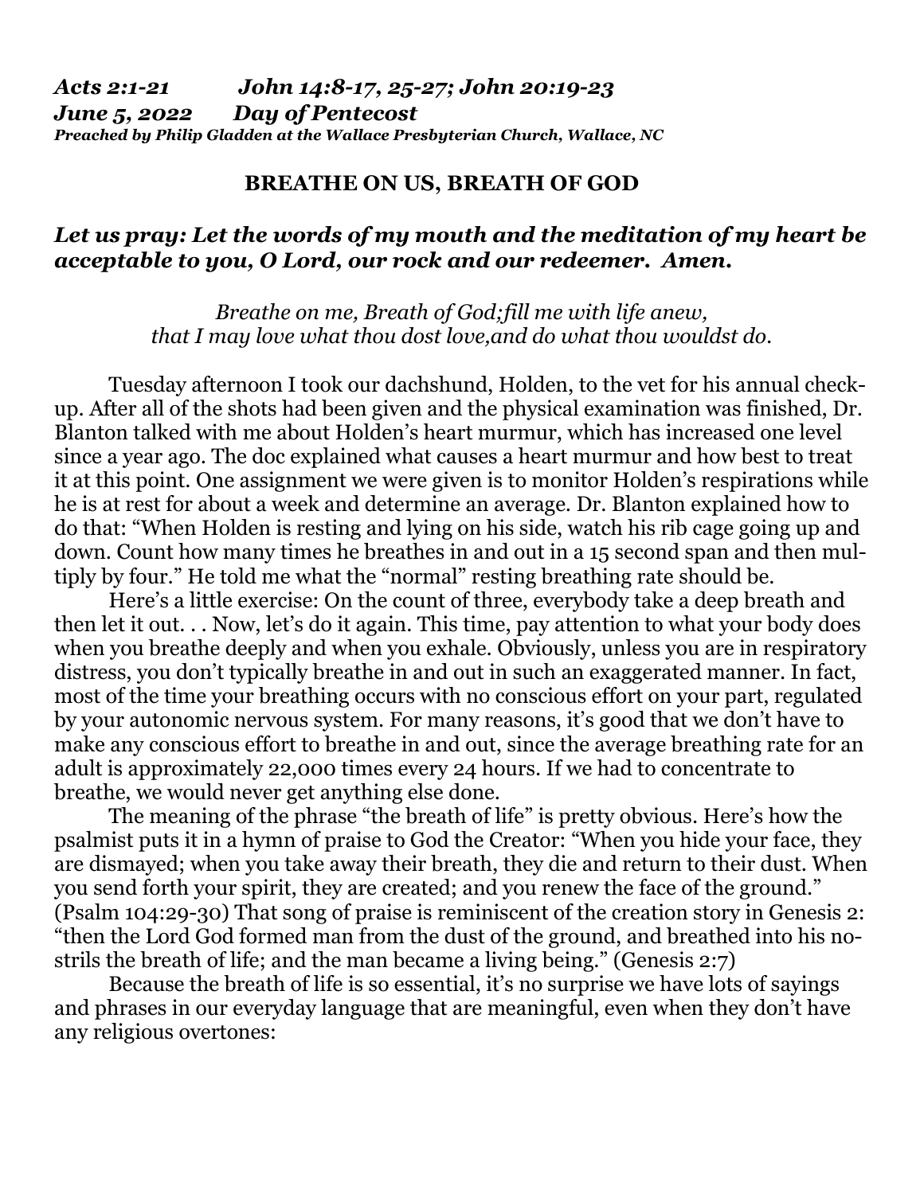***Acts 2:1-21          John 14:8-17, 25-27; John 20:19-23***
***June 5, 2022       Day of Pentecost***
***Preached by Philip Gladden at the Wallace Presbyterian Church, Wallace, NC***

## BREATHE ON US, BREATH OF GOD

***Let us pray: Let the words of my mouth and the meditation of my heart be acceptable to you, O Lord, our rock and our redeemer. Amen.***

*Breathe on me, Breath of God;fill me with life anew,*
*that I may love what thou dost love,and do what thou wouldst do.*

Tuesday afternoon I took our dachshund, Holden, to the vet for his annual check-up. After all of the shots had been given and the physical examination was finished, Dr. Blanton talked with me about Holden's heart murmur, which has increased one level since a year ago. The doc explained what causes a heart murmur and how best to treat it at this point. One assignment we were given is to monitor Holden's respirations while he is at rest for about a week and determine an average. Dr. Blanton explained how to do that: "When Holden is resting and lying on his side, watch his rib cage going up and down. Count how many times he breathes in and out in a 15 second span and then multiply by four." He told me what the "normal" resting breathing rate should be.

Here's a little exercise: On the count of three, everybody take a deep breath and then let it out. . . Now, let's do it again. This time, pay attention to what your body does when you breathe deeply and when you exhale. Obviously, unless you are in respiratory distress, you don't typically breathe in and out in such an exaggerated manner. In fact, most of the time your breathing occurs with no conscious effort on your part, regulated by your autonomic nervous system. For many reasons, it's good that we don't have to make any conscious effort to breathe in and out, since the average breathing rate for an adult is approximately 22,000 times every 24 hours. If we had to concentrate to breathe, we would never get anything else done.

The meaning of the phrase "the breath of life" is pretty obvious. Here's how the psalmist puts it in a hymn of praise to God the Creator: "When you hide your face, they are dismayed; when you take away their breath, they die and return to their dust. When you send forth your spirit, they are created; and you renew the face of the ground." (Psalm 104:29-30) That song of praise is reminiscent of the creation story in Genesis 2: "then the Lord God formed man from the dust of the ground, and breathed into his nostrils the breath of life; and the man became a living being." (Genesis 2:7)

Because the breath of life is so essential, it's no surprise we have lots of sayings and phrases in our everyday language that are meaningful, even when they don't have any religious overtones: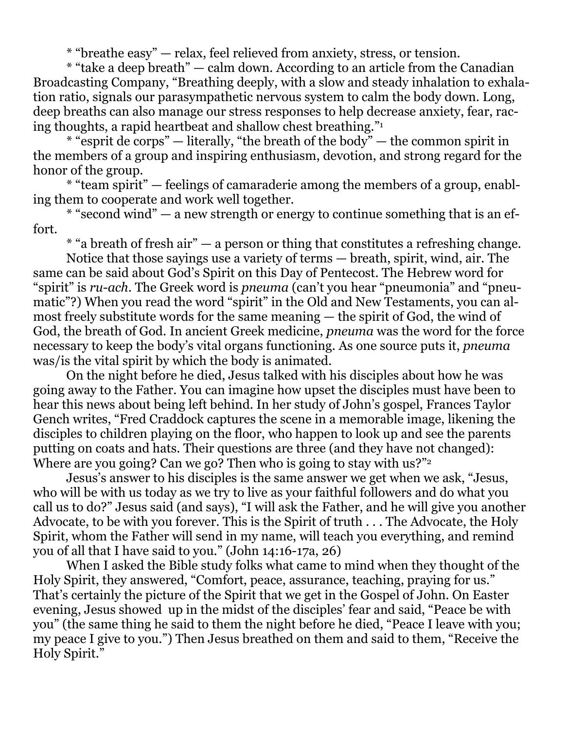* "breathe easy" — relax, feel relieved from anxiety, stress, or tension.

* "take a deep breath" — calm down. According to an article from the Canadian Broadcasting Company, "Breathing deeply, with a slow and steady inhalation to exhalation ratio, signals our parasympathetic nervous system to calm the body down. Long, deep breaths can also manage our stress responses to help decrease anxiety, fear, racing thoughts, a rapid heartbeat and shallow chest breathing."[1]

* "esprit de corps" — literally, "the breath of the body" — the common spirit in the members of a group and inspiring enthusiasm, devotion, and strong regard for the honor of the group.

* "team spirit" — feelings of camaraderie among the members of a group, enabling them to cooperate and work well together.

* "second wind" — a new strength or energy to continue something that is an effort.

* "a breath of fresh air" — a person or thing that constitutes a refreshing change.

Notice that those sayings use a variety of terms — breath, spirit, wind, air. The same can be said about God's Spirit on this Day of Pentecost. The Hebrew word for "spirit" is *ru-ach*. The Greek word is *pneuma* (can't you hear "pneumonia" and "pneumatic"?) When you read the word "spirit" in the Old and New Testaments, you can almost freely substitute words for the same meaning — the spirit of God, the wind of God, the breath of God. In ancient Greek medicine, *pneuma* was the word for the force necessary to keep the body's vital organs functioning. As one source puts it, *pneuma* was/is the vital spirit by which the body is animated.

On the night before he died, Jesus talked with his disciples about how he was going away to the Father. You can imagine how upset the disciples must have been to hear this news about being left behind. In her study of John's gospel, Frances Taylor Gench writes, "Fred Craddock captures the scene in a memorable image, likening the disciples to children playing on the floor, who happen to look up and see the parents putting on coats and hats. Their questions are three (and they have not changed): Where are you going? Can we go? Then who is going to stay with us?"[2]

Jesus's answer to his disciples is the same answer we get when we ask, "Jesus, who will be with us today as we try to live as your faithful followers and do what you call us to do?" Jesus said (and says), "I will ask the Father, and he will give you another Advocate, to be with you forever. This is the Spirit of truth . . . The Advocate, the Holy Spirit, whom the Father will send in my name, will teach you everything, and remind you of all that I have said to you." (John 14:16-17a, 26)

When I asked the Bible study folks what came to mind when they thought of the Holy Spirit, they answered, "Comfort, peace, assurance, teaching, praying for us." That's certainly the picture of the Spirit that we get in the Gospel of John. On Easter evening, Jesus showed up in the midst of the disciples' fear and said, "Peace be with you" (the same thing he said to them the night before he died, "Peace I leave with you; my peace I give to you.") Then Jesus breathed on them and said to them, "Receive the Holy Spirit."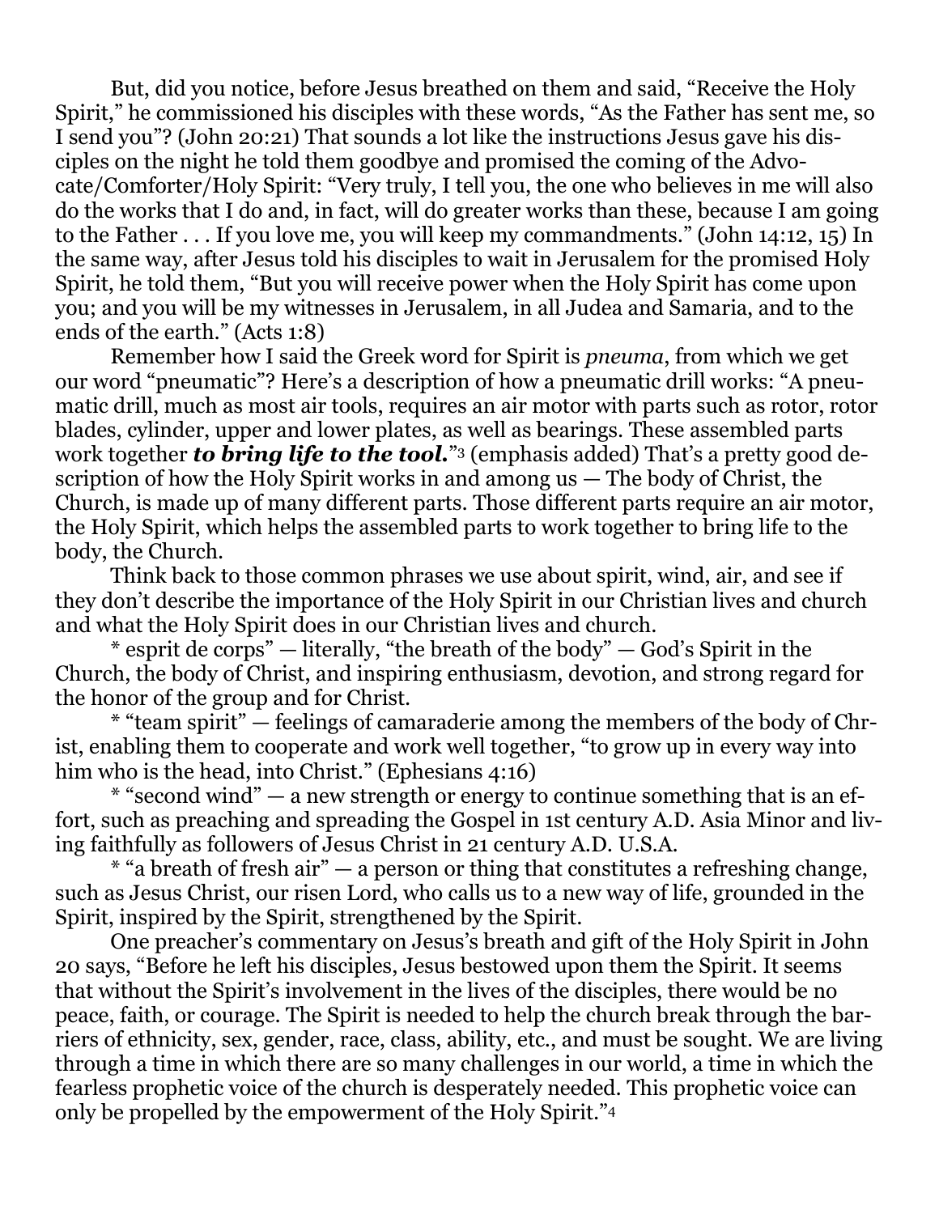But, did you notice, before Jesus breathed on them and said, "Receive the Holy Spirit," he commissioned his disciples with these words, "As the Father has sent me, so I send you"? (John 20:21) That sounds a lot like the instructions Jesus gave his disciples on the night he told them goodbye and promised the coming of the Advocate/Comforter/Holy Spirit: "Very truly, I tell you, the one who believes in me will also do the works that I do and, in fact, will do greater works than these, because I am going to the Father . . . If you love me, you will keep my commandments." (John 14:12, 15) In the same way, after Jesus told his disciples to wait in Jerusalem for the promised Holy Spirit, he told them, "But you will receive power when the Holy Spirit has come upon you; and you will be my witnesses in Jerusalem, in all Judea and Samaria, and to the ends of the earth." (Acts 1:8)

Remember how I said the Greek word for Spirit is *pneuma*, from which we get our word "pneumatic"? Here's a description of how a pneumatic drill works: "A pneumatic drill, much as most air tools, requires an air motor with parts such as rotor, rotor blades, cylinder, upper and lower plates, as well as bearings. These assembled parts work together ***to bring life to the tool.***"[3] (emphasis added) That's a pretty good description of how the Holy Spirit works in and among us — The body of Christ, the Church, is made up of many different parts. Those different parts require an air motor, the Holy Spirit, which helps the assembled parts to work together to bring life to the body, the Church.

Think back to those common phrases we use about spirit, wind, air, and see if they don't describe the importance of the Holy Spirit in our Christian lives and church and what the Holy Spirit does in our Christian lives and church.

* esprit de corps" — literally, "the breath of the body" — God's Spirit in the Church, the body of Christ, and inspiring enthusiasm, devotion, and strong regard for the honor of the group and for Christ.

* "team spirit" — feelings of camaraderie among the members of the body of Christ, enabling them to cooperate and work well together, "to grow up in every way into him who is the head, into Christ." (Ephesians 4:16)

* "second wind" — a new strength or energy to continue something that is an effort, such as preaching and spreading the Gospel in 1st century A.D. Asia Minor and living faithfully as followers of Jesus Christ in 21 century A.D. U.S.A.

* "a breath of fresh air" — a person or thing that constitutes a refreshing change, such as Jesus Christ, our risen Lord, who calls us to a new way of life, grounded in the Spirit, inspired by the Spirit, strengthened by the Spirit.

One preacher's commentary on Jesus's breath and gift of the Holy Spirit in John 20 says, "Before he left his disciples, Jesus bestowed upon them the Spirit. It seems that without the Spirit's involvement in the lives of the disciples, there would be no peace, faith, or courage. The Spirit is needed to help the church break through the barriers of ethnicity, sex, gender, race, class, ability, etc., and must be sought. We are living through a time in which there are so many challenges in our world, a time in which the fearless prophetic voice of the church is desperately needed. This prophetic voice can only be propelled by the empowerment of the Holy Spirit."[4]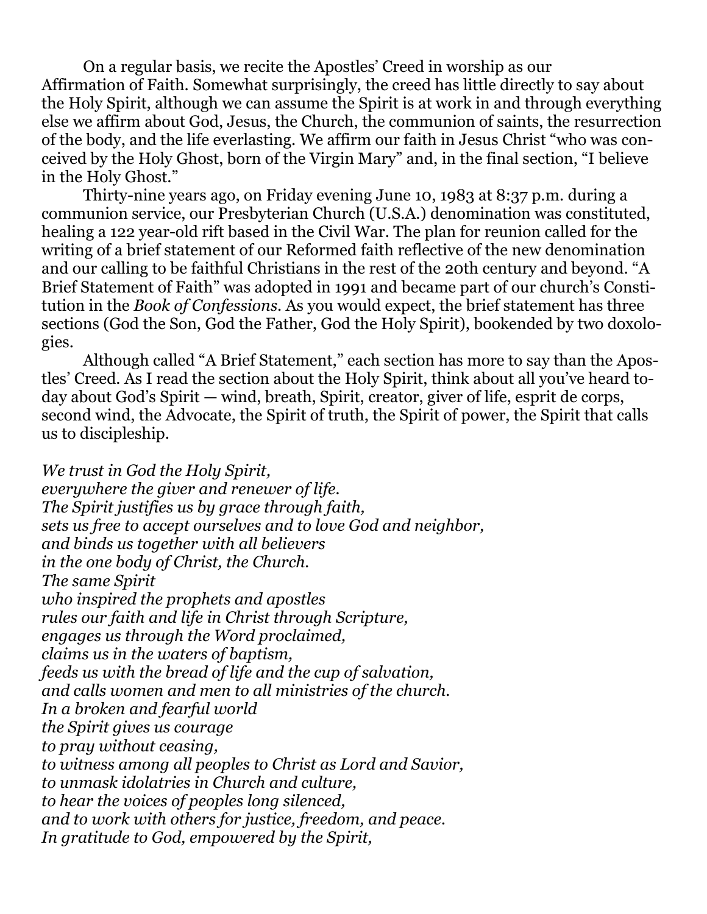On a regular basis, we recite the Apostles' Creed in worship as our Affirmation of Faith. Somewhat surprisingly, the creed has little directly to say about the Holy Spirit, although we can assume the Spirit is at work in and through everything else we affirm about God, Jesus, the Church, the communion of saints, the resurrection of the body, and the life everlasting. We affirm our faith in Jesus Christ "who was conceived by the Holy Ghost, born of the Virgin Mary" and, in the final section, "I believe in the Holy Ghost."

Thirty-nine years ago, on Friday evening June 10, 1983 at 8:37 p.m. during a communion service, our Presbyterian Church (U.S.A.) denomination was constituted, healing a 122 year-old rift based in the Civil War. The plan for reunion called for the writing of a brief statement of our Reformed faith reflective of the new denomination and our calling to be faithful Christians in the rest of the 20th century and beyond. "A Brief Statement of Faith" was adopted in 1991 and became part of our church's Constitution in the *Book of Confessions*. As you would expect, the brief statement has three sections (God the Son, God the Father, God the Holy Spirit), bookended by two doxologies.

Although called "A Brief Statement," each section has more to say than the Apostles' Creed. As I read the section about the Holy Spirit, think about all you've heard today about God's Spirit — wind, breath, Spirit, creator, giver of life, esprit de corps, second wind, the Advocate, the Spirit of truth, the Spirit of power, the Spirit that calls us to discipleship.

*We trust in God the Holy Spirit,*
*everywhere the giver and renewer of life.*
*The Spirit justifies us by grace through faith,*
*sets us free to accept ourselves and to love God and neighbor,*
*and binds us together with all believers*
*in the one body of Christ, the Church.*
*The same Spirit*
*who inspired the prophets and apostles*
*rules our faith and life in Christ through Scripture,*
*engages us through the Word proclaimed,*
*claims us in the waters of baptism,*
*feeds us with the bread of life and the cup of salvation,*
*and calls women and men to all ministries of the church.*
*In a broken and fearful world*
*the Spirit gives us courage*
*to pray without ceasing,*
*to witness among all peoples to Christ as Lord and Savior,*
*to unmask idolatries in Church and culture,*
*to hear the voices of peoples long silenced,*
*and to work with others for justice, freedom, and peace.*
*In gratitude to God, empowered by the Spirit,*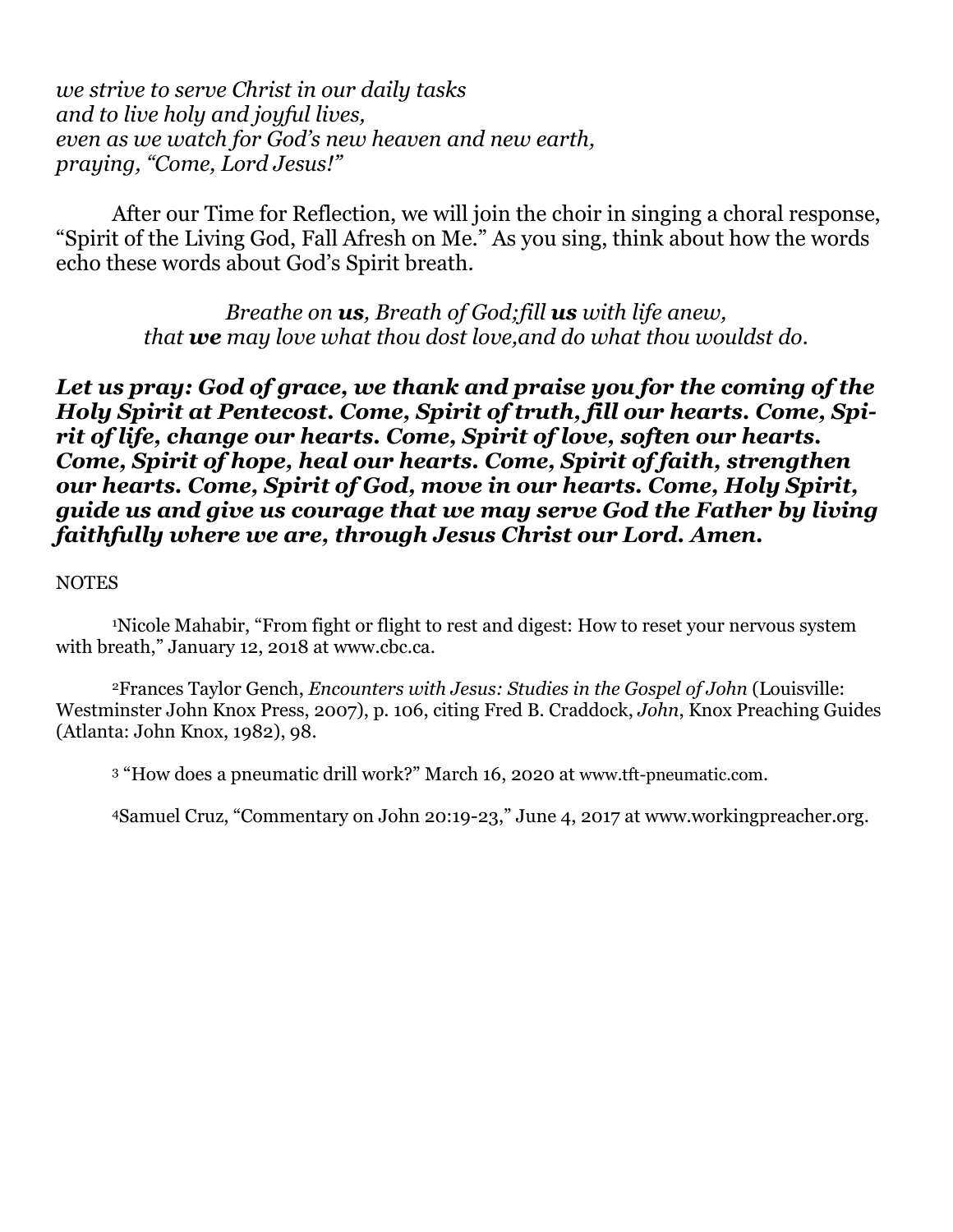*we strive to serve Christ in our daily tasks*
*and to live holy and joyful lives,*
*even as we watch for God's new heaven and new earth,*
*praying, "Come, Lord Jesus!"*

After our Time for Reflection, we will join the choir in singing a choral response, "Spirit of the Living God, Fall Afresh on Me." As you sing, think about how the words echo these words about God's Spirit breath.

*Breathe on **us**, Breath of God;fill **us** with life anew,*
*that **we** may love what thou dost love,and do what thou wouldst do.*

***Let us pray: God of grace, we thank and praise you for the coming of the Holy Spirit at Pentecost. Come, Spirit of truth, fill our hearts. Come, Spirit of life, change our hearts. Come, Spirit of love, soften our hearts. Come, Spirit of hope, heal our hearts. Come, Spirit of faith, strengthen our hearts. Come, Spirit of God, move in our hearts. Come, Holy Spirit, guide us and give us courage that we may serve God the Father by living faithfully where we are, through Jesus Christ our Lord. Amen.***

NOTES

[1]Nicole Mahabir, "From fight or flight to rest and digest: How to reset your nervous system with breath," January 12, 2018 at www.cbc.ca.

[2]Frances Taylor Gench, *Encounters with Jesus: Studies in the Gospel of John* (Louisville: Westminster John Knox Press, 2007), p. 106, citing Fred B. Craddock, *John*, Knox Preaching Guides (Atlanta: John Knox, 1982), 98.

[3] "How does a pneumatic drill work?" March 16, 2020 at www.tft-pneumatic.com.

[4]Samuel Cruz, "Commentary on John 20:19-23," June 4, 2017 at www.workingpreacher.org.